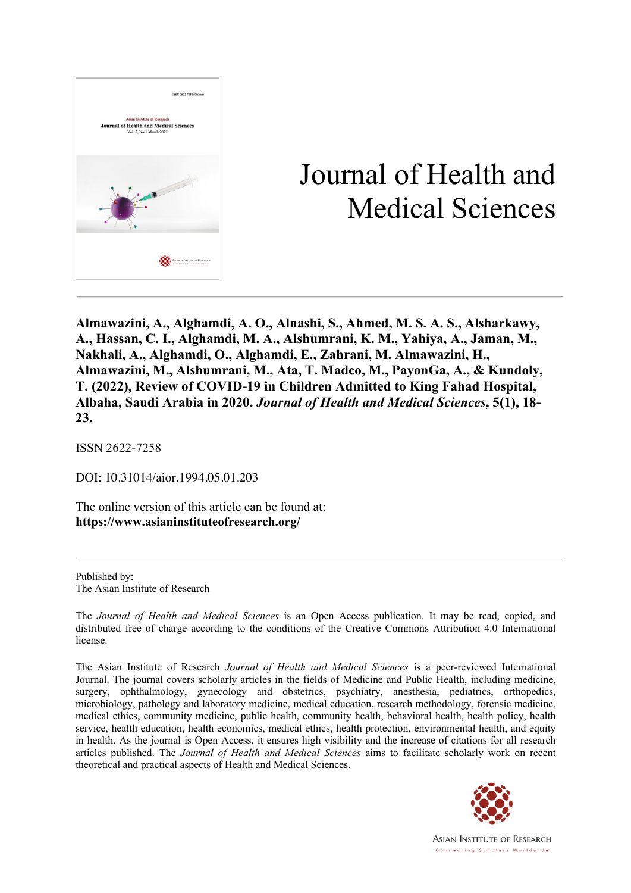# Journal of Health and Medical Sciences

**Almawazini, A., Alghamdi, A. O., Alnashi, S., Ahmed, M. S. A. S., Alsharkawy, A., Hassan, C. I., Alghamdi, M. A., Alshumrani, K. M., Yahiya, A., Jaman, M., Nakhali, A., Alghamdi, O., Alghamdi, E., Zahrani, M. Almawazini, H., Almawazini, M., Alshumrani, M., Ata, T. Madco, M., PayonGa, A., & Kundoly, T. (2022), Review of COVID-19 in Children Admitted to King Fahad Hospital, Albaha, Saudi Arabia in 2020. *Journal of Health and Medical Sciences*, 5(1), 18-23.**

ISSN 2622-7258

DOI: 10.31014/aior.1994.05.01.203

The online version of this article can be found at:
**https://www.asianinstituteofresearch.org/**

---

Published by:
The Asian Institute of Research

The *Journal of Health and Medical Sciences* is an Open Access publication. It may be read, copied, and distributed free of charge according to the conditions of the Creative Commons Attribution 4.0 International license.

The Asian Institute of Research *Journal of Health and Medical Sciences* is a peer-reviewed International Journal. The journal covers scholarly articles in the fields of Medicine and Public Health, including medicine, surgery, ophthalmology, gynecology and obstetrics, psychiatry, anesthesia, pediatrics, orthopedics, microbiology, pathology and laboratory medicine, medical education, research methodology, forensic medicine, medical ethics, community medicine, public health, community health, behavioral health, health policy, health service, health education, health economics, medical ethics, health protection, environmental health, and equity in health. As the journal is Open Access, it ensures high visibility and the increase of citations for all research articles published. The *Journal of Health and Medical Sciences* aims to facilitate scholarly work on recent theoretical and practical aspects of Health and Medical Sciences.

ASIAN INSTITUTE OF RESEARCH
Connecting Scholars Worldwide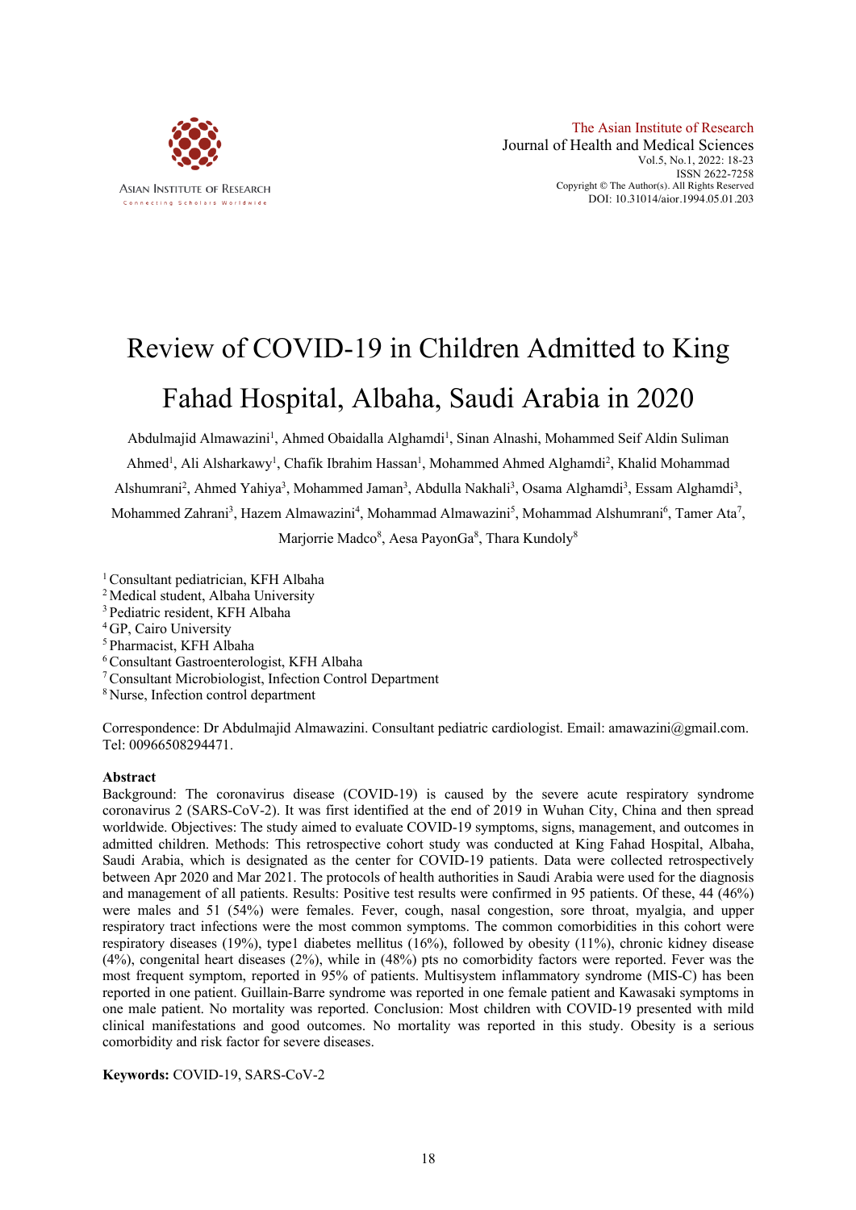# Review of COVID-19 in Children Admitted to King Fahad Hospital, Albaha, Saudi Arabia in 2020

Abdulmajid Almawazini[1], Ahmed Obaidalla Alghamdi[1], Sinan Alnashi, Mohammed Seif Aldin Suliman Ahmed[1], Ali Alsharkawy[1], Chafik Ibrahim Hassan[1], Mohammed Ahmed Alghamdi[2], Khalid Mohammad Alshumrani[2], Ahmed Yahiya[3], Mohammed Jaman[3], Abdulla Nakhali[3], Osama Alghamdi[3], Essam Alghamdi[3], Mohammed Zahrani[3], Hazem Almawazini[4], Mohammad Almawazini[5], Mohammad Alshumrani[6], Tamer Ata[7], Marjorrie Madco[8], Aesa PayonGa[8], Thara Kundoly[8]

[1] Consultant pediatrician, KFH Albaha
[2] Medical student, Albaha University
[3] Pediatric resident, KFH Albaha
[4] GP, Cairo University
[5] Pharmacist, KFH Albaha
[6] Consultant Gastroenterologist, KFH Albaha
[7] Consultant Microbiologist, Infection Control Department
[8] Nurse, Infection control department

Correspondence: Dr Abdulmajid Almawazini. Consultant pediatric cardiologist. Email: amawazini@gmail.com. Tel: 00966508294471.

## Abstract

Background: The coronavirus disease (COVID-19) is caused by the severe acute respiratory syndrome coronavirus 2 (SARS-CoV-2). It was first identified at the end of 2019 in Wuhan City, China and then spread worldwide. Objectives: The study aimed to evaluate COVID-19 symptoms, signs, management, and outcomes in admitted children. Methods: This retrospective cohort study was conducted at King Fahad Hospital, Albaha, Saudi Arabia, which is designated as the center for COVID-19 patients. Data were collected retrospectively between Apr 2020 and Mar 2021. The protocols of health authorities in Saudi Arabia were used for the diagnosis and management of all patients. Results: Positive test results were confirmed in 95 patients. Of these, 44 (46%) were males and 51 (54%) were females. Fever, cough, nasal congestion, sore throat, myalgia, and upper respiratory tract infections were the most common symptoms. The common comorbidities in this cohort were respiratory diseases (19%), type1 diabetes mellitus (16%), followed by obesity (11%), chronic kidney disease (4%), congenital heart diseases (2%), while in (48%) pts no comorbidity factors were reported. Fever was the most frequent symptom, reported in 95% of patients. Multisystem inflammatory syndrome (MIS-C) has been reported in one patient. Guillain-Barre syndrome was reported in one female patient and Kawasaki symptoms in one male patient. No mortality was reported. Conclusion: Most children with COVID-19 presented with mild clinical manifestations and good outcomes. No mortality was reported in this study. Obesity is a serious comorbidity and risk factor for severe diseases.

**Keywords:** COVID-19, SARS-CoV-2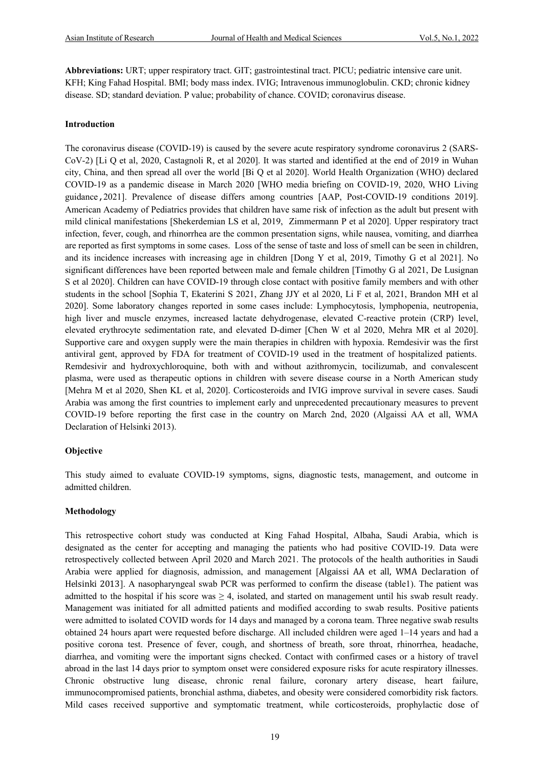**Abbreviations:** URT; upper respiratory tract. GIT; gastrointestinal tract. PICU; pediatric intensive care unit. KFH; King Fahad Hospital. BMI; body mass index. IVIG; Intravenous immunoglobulin. CKD; chronic kidney disease. SD; standard deviation. P value; probability of chance. COVID; coronavirus disease.

## Introduction

The coronavirus disease (COVID-19) is caused by the severe acute respiratory syndrome coronavirus 2 (SARS-CoV-2) [Li Q et al, 2020, Castagnoli R, et al 2020]. It was started and identified at the end of 2019 in Wuhan city, China, and then spread all over the world [Bi Q et al 2020]. World Health Organization (WHO) declared COVID-19 as a pandemic disease in March 2020 [WHO media briefing on COVID-19, 2020, WHO Living guidance, 2021]. Prevalence of disease differs among countries [AAP, Post-COVID-19 conditions 2019]. American Academy of Pediatrics provides that children have same risk of infection as the adult but present with mild clinical manifestations [Shekerdemian LS et al, 2019, Zimmermann P et al 2020]. Upper respiratory tract infection, fever, cough, and rhinorrhea are the common presentation signs, while nausea, vomiting, and diarrhea are reported as first symptoms in some cases. Loss of the sense of taste and loss of smell can be seen in children, and its incidence increases with increasing age in children [Dong Y et al, 2019, Timothy G et al 2021]. No significant differences have been reported between male and female children [Timothy G al 2021, De Lusignan S et al 2020]. Children can have COVID-19 through close contact with positive family members and with other students in the school [Sophia T, Ekaterini S 2021, Zhang JJY et al 2020, Li F et al, 2021, Brandon MH et al 2020]. Some laboratory changes reported in some cases include: Lymphocytosis, lymphopenia, neutropenia, high liver and muscle enzymes, increased lactate dehydrogenase, elevated C-reactive protein (CRP) level, elevated erythrocyte sedimentation rate, and elevated D-dimer [Chen W et al 2020, Mehra MR et al 2020]. Supportive care and oxygen supply were the main therapies in children with hypoxia. Remdesivir was the first antiviral gent, approved by FDA for treatment of COVID-19 used in the treatment of hospitalized patients. Remdesivir and hydroxychloroquine, both with and without azithromycin, tocilizumab, and convalescent plasma, were used as therapeutic options in children with severe disease course in a North American study [Mehra M et al 2020, Shen KL et al, 2020]. Corticosteroids and IVIG improve survival in severe cases. Saudi Arabia was among the first countries to implement early and unprecedented precautionary measures to prevent COVID-19 before reporting the first case in the country on March 2nd, 2020 (Algaissi AA et all, WMA Declaration of Helsinki 2013).

## Objective

This study aimed to evaluate COVID-19 symptoms, signs, diagnostic tests, management, and outcome in admitted children.

## Methodology

This retrospective cohort study was conducted at King Fahad Hospital, Albaha, Saudi Arabia, which is designated as the center for accepting and managing the patients who had positive COVID-19. Data were retrospectively collected between April 2020 and March 2021. The protocols of the health authorities in Saudi Arabia were applied for diagnosis, admission, and management [Algaissi AA et all, WMA Declaration of Helsinki 2013]. A nasopharyngeal swab PCR was performed to confirm the disease (table1). The patient was admitted to the hospital if his score was ≥ 4, isolated, and started on management until his swab result ready. Management was initiated for all admitted patients and modified according to swab results. Positive patients were admitted to isolated COVID words for 14 days and managed by a corona team. Three negative swab results obtained 24 hours apart were requested before discharge. All included children were aged 1–14 years and had a positive corona test. Presence of fever, cough, and shortness of breath, sore throat, rhinorrhea, headache, diarrhea, and vomiting were the important signs checked. Contact with confirmed cases or a history of travel abroad in the last 14 days prior to symptom onset were considered exposure risks for acute respiratory illnesses. Chronic obstructive lung disease, chronic renal failure, coronary artery disease, heart failure, immunocompromised patients, bronchial asthma, diabetes, and obesity were considered comorbidity risk factors. Mild cases received supportive and symptomatic treatment, while corticosteroids, prophylactic dose of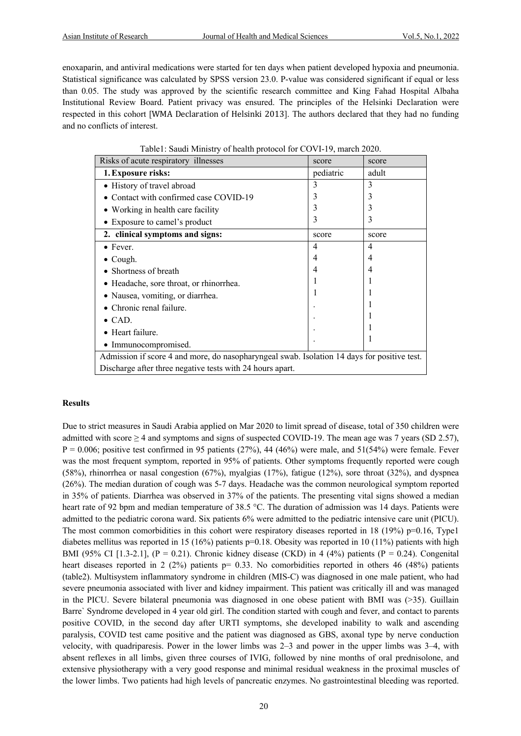enoxaparin, and antiviral medications were started for ten days when patient developed hypoxia and pneumonia. Statistical significance was calculated by SPSS version 23.0. P-value was considered significant if equal or less than 0.05. The study was approved by the scientific research committee and King Fahad Hospital Albaha Institutional Review Board. Patient privacy was ensured. The principles of the Helsinki Declaration were respected in this cohort [WMA Declaration of Helsinki 2013]. The authors declared that they had no funding and no conflicts of interest.

Table1: Saudi Ministry of health protocol for COVI-19, march 2020.

| Risks of acute respiratory illnesses | score | score |
|---|---|---|
| **1. Exposure risks:** | pediatric | adult |
| • History of travel abroad | 3 | 3 |
| • Contact with confirmed case COVID-19 | 3 | 3 |
| • Working in health care facility | 3 | 3 |
| • Exposure to camel's product | 3 | 3 |
| **2. clinical symptoms and signs:** | score | score |
| • Fever. | 4 | 4 |
| • Cough. | 4 | 4 |
| • Shortness of breath | 4 | 4 |
| • Headache, sore throat, or rhinorrhea. | 1 | 1 |
| • Nausea, vomiting, or diarrhea. | 1 | 1 |
| • Chronic renal failure. | . | 1 |
| • CAD. | . | 1 |
| • Heart failure. | . | 1 |
| • Immunocompromised. | . | 1 |
| Admission if score 4 and more, do nasopharyngeal swab. Isolation 14 days for positive test. Discharge after three negative tests with 24 hours apart. | | |

**Results**

Due to strict measures in Saudi Arabia applied on Mar 2020 to limit spread of disease, total of 350 children were admitted with score ≥ 4 and symptoms and signs of suspected COVID-19. The mean age was 7 years (SD 2.57), P = 0.006; positive test confirmed in 95 patients (27%), 44 (46%) were male, and 51(54%) were female. Fever was the most frequent symptom, reported in 95% of patients. Other symptoms frequently reported were cough (58%), rhinorrhea or nasal congestion (67%), myalgias (17%), fatigue (12%), sore throat (32%), and dyspnea (26%). The median duration of cough was 5-7 days. Headache was the common neurological symptom reported in 35% of patients. Diarrhea was observed in 37% of the patients. The presenting vital signs showed a median heart rate of 92 bpm and median temperature of 38.5 °C. The duration of admission was 14 days. Patients were admitted to the pediatric corona ward. Six patients 6% were admitted to the pediatric intensive care unit (PICU). The most common comorbidities in this cohort were respiratory diseases reported in 18 (19%) p=0.16, Type1 diabetes mellitus was reported in 15 (16%) patients p=0.18. Obesity was reported in 10 (11%) patients with high BMI (95% CI [1.3-2.1], (P = 0.21). Chronic kidney disease (CKD) in 4 (4%) patients (P = 0.24). Congenital heart diseases reported in 2 (2%) patients p= 0.33. No comorbidities reported in others 46 (48%) patients (table2). Multisystem inflammatory syndrome in children (MIS-C) was diagnosed in one male patient, who had severe pneumonia associated with liver and kidney impairment. This patient was critically ill and was managed in the PICU. Severe bilateral pneumonia was diagnosed in one obese patient with BMI was (>35). Guillain Barre` Syndrome developed in 4 year old girl. The condition started with cough and fever, and contact to parents positive COVID, in the second day after URTI symptoms, she developed inability to walk and ascending paralysis, COVID test came positive and the patient was diagnosed as GBS, axonal type by nerve conduction velocity, with quadriparesis. Power in the lower limbs was 2–3 and power in the upper limbs was 3–4, with absent reflexes in all limbs, given three courses of IVIG, followed by nine months of oral prednisolone, and extensive physiotherapy with a very good response and minimal residual weakness in the proximal muscles of the lower limbs. Two patients had high levels of pancreatic enzymes. No gastrointestinal bleeding was reported.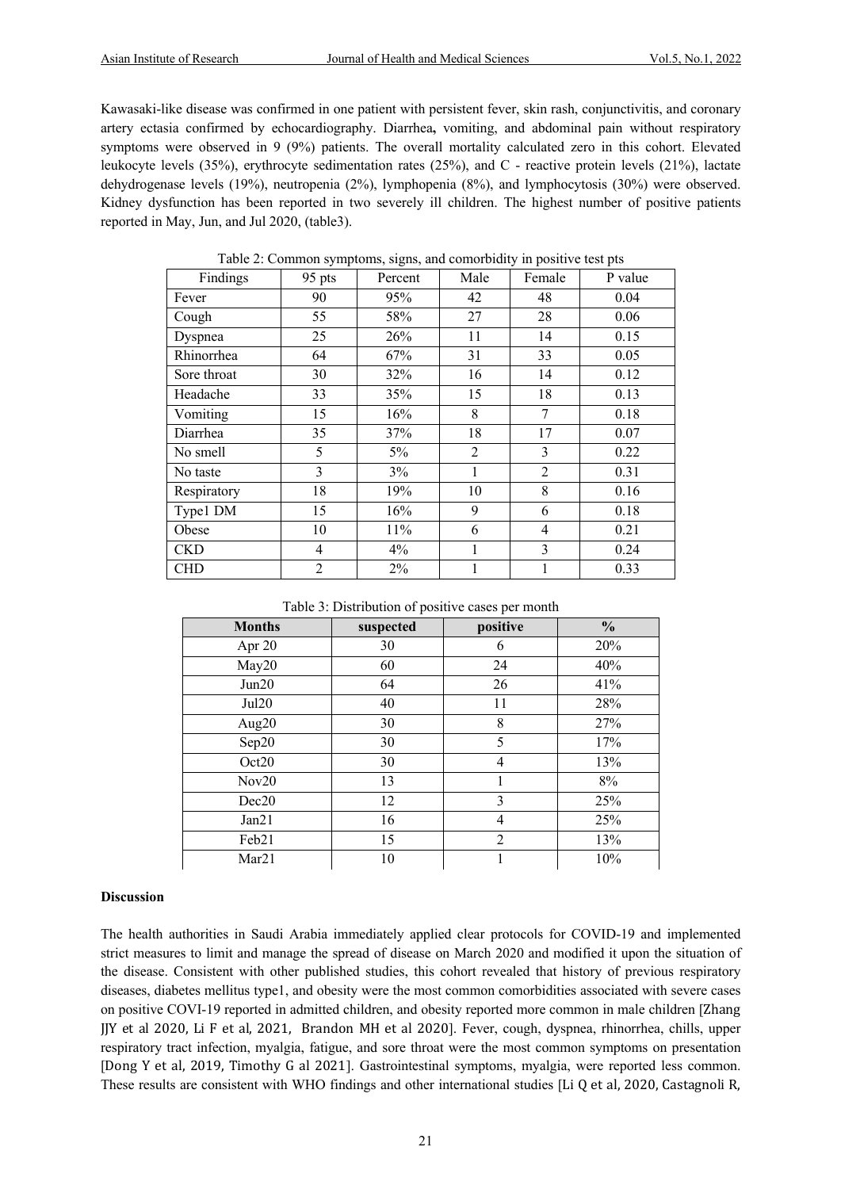Kawasaki-like disease was confirmed in one patient with persistent fever, skin rash, conjunctivitis, and coronary artery ectasia confirmed by echocardiography. Diarrhea**,** vomiting, and abdominal pain without respiratory symptoms were observed in 9 (9%) patients. The overall mortality calculated zero in this cohort. Elevated leukocyte levels (35%), erythrocyte sedimentation rates (25%), and C - reactive protein levels (21%), lactate dehydrogenase levels (19%), neutropenia (2%), lymphopenia (8%), and lymphocytosis (30%) were observed. Kidney dysfunction has been reported in two severely ill children. The highest number of positive patients reported in May, Jun, and Jul 2020, (table3).

Table 2: Common symptoms, signs, and comorbidity in positive test pts

| Findings | 95 pts | Percent | Male | Female | P value |
|---|---|---|---|---|---|
| Fever | 90 | 95% | 42 | 48 | 0.04 |
| Cough | 55 | 58% | 27 | 28 | 0.06 |
| Dyspnea | 25 | 26% | 11 | 14 | 0.15 |
| Rhinorrhea | 64 | 67% | 31 | 33 | 0.05 |
| Sore throat | 30 | 32% | 16 | 14 | 0.12 |
| Headache | 33 | 35% | 15 | 18 | 0.13 |
| Vomiting | 15 | 16% | 8 | 7 | 0.18 |
| Diarrhea | 35 | 37% | 18 | 17 | 0.07 |
| No smell | 5 | 5% | 2 | 3 | 0.22 |
| No taste | 3 | 3% | 1 | 2 | 0.31 |
| Respiratory | 18 | 19% | 10 | 8 | 0.16 |
| Type1 DM | 15 | 16% | 9 | 6 | 0.18 |
| Obese | 10 | 11% | 6 | 4 | 0.21 |
| CKD | 4 | 4% | 1 | 3 | 0.24 |
| CHD | 2 | 2% | 1 | 1 | 0.33 |

Table 3: Distribution of positive cases per month

| **Months** | **suspected** | **positive** | **%** |
|---|---|---|---|
| Apr 20 | 30 | 6 | 20% |
| May20 | 60 | 24 | 40% |
| Jun20 | 64 | 26 | 41% |
| Jul20 | 40 | 11 | 28% |
| Aug20 | 30 | 8 | 27% |
| Sep20 | 30 | 5 | 17% |
| Oct20 | 30 | 4 | 13% |
| Nov20 | 13 | 1 | 8% |
| Dec20 | 12 | 3 | 25% |
| Jan21 | 16 | 4 | 25% |
| Feb21 | 15 | 2 | 13% |
| Mar21 | 10 | 1 | 10% |

**Discussion**

The health authorities in Saudi Arabia immediately applied clear protocols for COVID-19 and implemented strict measures to limit and manage the spread of disease on March 2020 and modified it upon the situation of the disease. Consistent with other published studies, this cohort revealed that history of previous respiratory diseases, diabetes mellitus type1, and obesity were the most common comorbidities associated with severe cases on positive COVI-19 reported in admitted children, and obesity reported more common in male children [Zhang JJY et al 2020, Li F et al, 2021, Brandon MH et al 2020]. Fever, cough, dyspnea, rhinorrhea, chills, upper respiratory tract infection, myalgia, fatigue, and sore throat were the most common symptoms on presentation [Dong Y et al, 2019, Timothy G al 2021]. Gastrointestinal symptoms, myalgia, were reported less common. These results are consistent with WHO findings and other international studies [Li Q et al, 2020, Castagnoli R,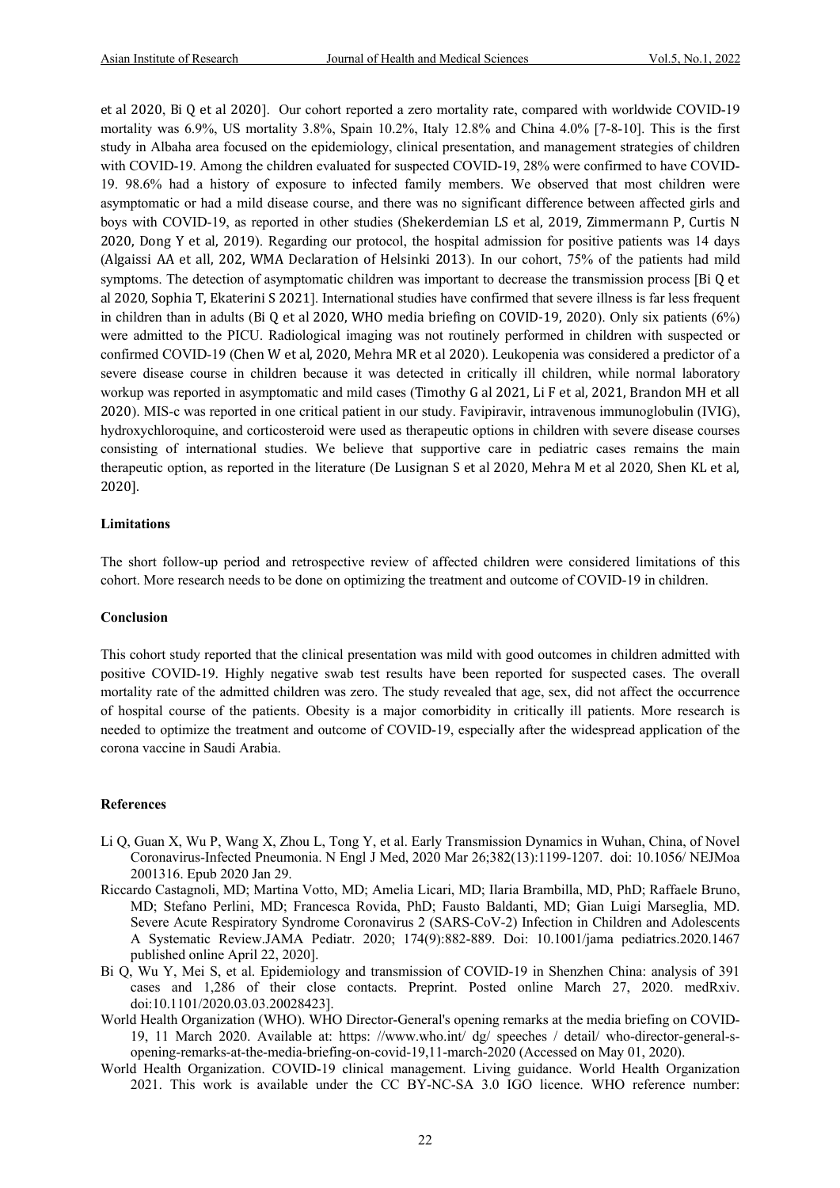et al 2020, Bi Q et al 2020]. Our cohort reported a zero mortality rate, compared with worldwide COVID-19 mortality was 6.9%, US mortality 3.8%, Spain 10.2%, Italy 12.8% and China 4.0% [7-8-10]. This is the first study in Albaha area focused on the epidemiology, clinical presentation, and management strategies of children with COVID-19. Among the children evaluated for suspected COVID-19, 28% were confirmed to have COVID-19. 98.6% had a history of exposure to infected family members. We observed that most children were asymptomatic or had a mild disease course, and there was no significant difference between affected girls and boys with COVID-19, as reported in other studies (Shekerdemian LS et al, 2019, Zimmermann P, Curtis N 2020, Dong Y et al, 2019). Regarding our protocol, the hospital admission for positive patients was 14 days (Algaissi AA et all, 202, WMA Declaration of Helsinki 2013). In our cohort, 75% of the patients had mild symptoms. The detection of asymptomatic children was important to decrease the transmission process [Bi Q et al 2020, Sophia T, Ekaterini S 2021]. International studies have confirmed that severe illness is far less frequent in children than in adults (Bi Q et al 2020, WHO media briefing on COVID-19, 2020). Only six patients (6%) were admitted to the PICU. Radiological imaging was not routinely performed in children with suspected or confirmed COVID-19 (Chen W et al, 2020, Mehra MR et al 2020). Leukopenia was considered a predictor of a severe disease course in children because it was detected in critically ill children, while normal laboratory workup was reported in asymptomatic and mild cases (Timothy G al 2021, Li F et al, 2021, Brandon MH et all 2020). MIS-c was reported in one critical patient in our study. Favipiravir, intravenous immunoglobulin (IVIG), hydroxychloroquine, and corticosteroid were used as therapeutic options in children with severe disease courses consisting of international studies. We believe that supportive care in pediatric cases remains the main therapeutic option, as reported in the literature (De Lusignan S et al 2020, Mehra M et al 2020, Shen KL et al, 2020].

**Limitations**

The short follow-up period and retrospective review of affected children were considered limitations of this cohort. More research needs to be done on optimizing the treatment and outcome of COVID-19 in children.

**Conclusion**

This cohort study reported that the clinical presentation was mild with good outcomes in children admitted with positive COVID-19. Highly negative swab test results have been reported for suspected cases. The overall mortality rate of the admitted children was zero. The study revealed that age, sex, did not affect the occurrence of hospital course of the patients. Obesity is a major comorbidity in critically ill patients. More research is needed to optimize the treatment and outcome of COVID-19, especially after the widespread application of the corona vaccine in Saudi Arabia.

**References**

Li Q, Guan X, Wu P, Wang X, Zhou L, Tong Y, et al. Early Transmission Dynamics in Wuhan, China, of Novel Coronavirus-Infected Pneumonia. N Engl J Med, 2020 Mar 26;382(13):1199-1207. doi: 10.1056/ NEJMoa 2001316. Epub 2020 Jan 29.

Riccardo Castagnoli, MD; Martina Votto, MD; Amelia Licari, MD; Ilaria Brambilla, MD, PhD; Raffaele Bruno, MD; Stefano Perlini, MD; Francesca Rovida, PhD; Fausto Baldanti, MD; Gian Luigi Marseglia, MD. Severe Acute Respiratory Syndrome Coronavirus 2 (SARS-CoV-2) Infection in Children and Adolescents A Systematic Review.JAMA Pediatr. 2020; 174(9):882-889. Doi: 10.1001/jama pediatrics.2020.1467 published online April 22, 2020].

Bi Q, Wu Y, Mei S, et al. Epidemiology and transmission of COVID-19 in Shenzhen China: analysis of 391 cases and 1,286 of their close contacts. Preprint. Posted online March 27, 2020. medRxiv. doi:10.1101/2020.03.03.20028423].

World Health Organization (WHO). WHO Director-General's opening remarks at the media briefing on COVID-19, 11 March 2020. Available at: https: //www.who.int/ dg/ speeches / detail/ who-director-general-s-opening-remarks-at-the-media-briefing-on-covid-19,11-march-2020 (Accessed on May 01, 2020).

World Health Organization. COVID-19 clinical management. Living guidance. World Health Organization 2021. This work is available under the CC BY-NC-SA 3.0 IGO licence. WHO reference number: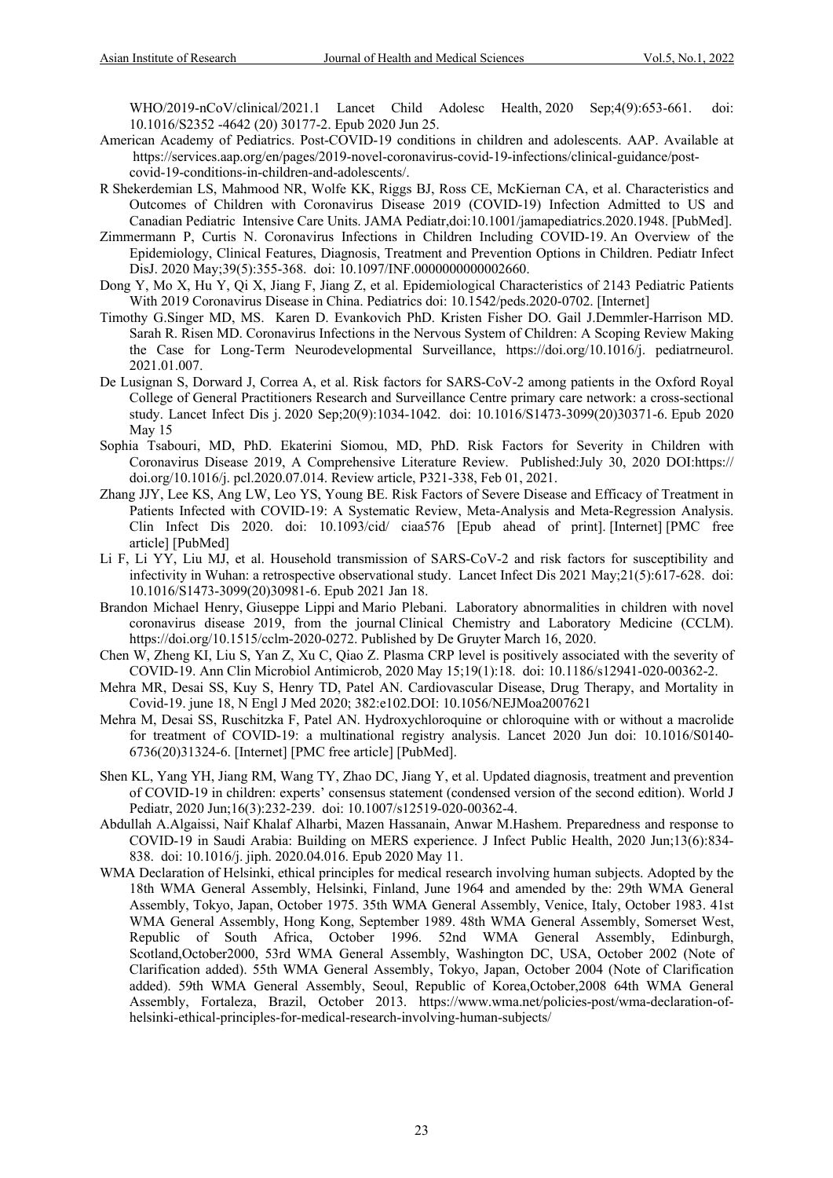WHO/2019-nCoV/clinical/2021.1 Lancet Child Adolesc Health, 2020 Sep;4(9):653-661. doi: 10.1016/S2352 -4642 (20) 30177-2. Epub 2020 Jun 25.

American Academy of Pediatrics. Post-COVID-19 conditions in children and adolescents. AAP. Available at https://services.aap.org/en/pages/2019-novel-coronavirus-covid-19-infections/clinical-guidance/post-covid-19-conditions-in-children-and-adolescents/.

R Shekerdemian LS, Mahmood NR, Wolfe KK, Riggs BJ, Ross CE, McKiernan CA, et al. Characteristics and Outcomes of Children with Coronavirus Disease 2019 (COVID-19) Infection Admitted to US and Canadian Pediatric Intensive Care Units. JAMA Pediatr,doi:10.1001/jamapediatrics.2020.1948. [PubMed].

Zimmermann P, Curtis N. Coronavirus Infections in Children Including COVID-19. An Overview of the Epidemiology, Clinical Features, Diagnosis, Treatment and Prevention Options in Children. Pediatr Infect DisJ. 2020 May;39(5):355-368. doi: 10.1097/INF.0000000000002660.

Dong Y, Mo X, Hu Y, Qi X, Jiang F, Jiang Z, et al. Epidemiological Characteristics of 2143 Pediatric Patients With 2019 Coronavirus Disease in China. Pediatrics doi: 10.1542/peds.2020-0702. [Internet]

Timothy G.Singer MD, MS. Karen D. Evankovich PhD. Kristen Fisher DO. Gail J.Demmler-Harrison MD. Sarah R. Risen MD. Coronavirus Infections in the Nervous System of Children: A Scoping Review Making the Case for Long-Term Neurodevelopmental Surveillance, https://doi.org/10.1016/j. pediatrneurol. 2021.01.007.

De Lusignan S, Dorward J, Correa A, et al. Risk factors for SARS-CoV-2 among patients in the Oxford Royal College of General Practitioners Research and Surveillance Centre primary care network: a cross-sectional study. Lancet Infect Dis j. 2020 Sep;20(9):1034-1042. doi: 10.1016/S1473-3099(20)30371-6. Epub 2020 May 15

Sophia Tsabouri, MD, PhD. Ekaterini Siomou, MD, PhD. Risk Factors for Severity in Children with Coronavirus Disease 2019, A Comprehensive Literature Review. Published:July 30, 2020 DOI:https:// doi.org/10.1016/j. pcl.2020.07.014. Review article, P321-338, Feb 01, 2021.

Zhang JJY, Lee KS, Ang LW, Leo YS, Young BE. Risk Factors of Severe Disease and Efficacy of Treatment in Patients Infected with COVID-19: A Systematic Review, Meta-Analysis and Meta-Regression Analysis. Clin Infect Dis 2020. doi: 10.1093/cid/ ciaa576 [Epub ahead of print]. [Internet] [PMC free article] [PubMed]

Li F, Li YY, Liu MJ, et al. Household transmission of SARS-CoV-2 and risk factors for susceptibility and infectivity in Wuhan: a retrospective observational study. Lancet Infect Dis 2021 May;21(5):617-628. doi: 10.1016/S1473-3099(20)30981-6. Epub 2021 Jan 18.

Brandon Michael Henry, Giuseppe Lippi and Mario Plebani. Laboratory abnormalities in children with novel coronavirus disease 2019, from the journal Clinical Chemistry and Laboratory Medicine (CCLM). https://doi.org/10.1515/cclm-2020-0272. Published by De Gruyter March 16, 2020.

Chen W, Zheng KI, Liu S, Yan Z, Xu C, Qiao Z. Plasma CRP level is positively associated with the severity of COVID-19. Ann Clin Microbiol Antimicrob, 2020 May 15;19(1):18. doi: 10.1186/s12941-020-00362-2.

Mehra MR, Desai SS, Kuy S, Henry TD, Patel AN. Cardiovascular Disease, Drug Therapy, and Mortality in Covid-19. june 18, N Engl J Med 2020; 382:e102.DOI: 10.1056/NEJMoa2007621

Mehra M, Desai SS, Ruschitzka F, Patel AN. Hydroxychloroquine or chloroquine with or without a macrolide for treatment of COVID-19: a multinational registry analysis. Lancet 2020 Jun doi: 10.1016/S0140-6736(20)31324-6. [Internet] [PMC free article] [PubMed].

Shen KL, Yang YH, Jiang RM, Wang TY, Zhao DC, Jiang Y, et al. Updated diagnosis, treatment and prevention of COVID-19 in children: experts' consensus statement (condensed version of the second edition). World J Pediatr, 2020 Jun;16(3):232-239. doi: 10.1007/s12519-020-00362-4.

Abdullah A.Algaissi, Naif Khalaf Alharbi, Mazen Hassanain, Anwar M.Hashem. Preparedness and response to COVID-19 in Saudi Arabia: Building on MERS experience. J Infect Public Health, 2020 Jun;13(6):834-838. doi: 10.1016/j. jiph. 2020.04.016. Epub 2020 May 11.

WMA Declaration of Helsinki, ethical principles for medical research involving human subjects. Adopted by the 18th WMA General Assembly, Helsinki, Finland, June 1964 and amended by the: 29th WMA General Assembly, Tokyo, Japan, October 1975. 35th WMA General Assembly, Venice, Italy, October 1983. 41st WMA General Assembly, Hong Kong, September 1989. 48th WMA General Assembly, Somerset West, Republic of South Africa, October 1996. 52nd WMA General Assembly, Edinburgh, Scotland,October2000, 53rd WMA General Assembly, Washington DC, USA, October 2002 (Note of Clarification added). 55th WMA General Assembly, Tokyo, Japan, October 2004 (Note of Clarification added). 59th WMA General Assembly, Seoul, Republic of Korea,October,2008 64th WMA General Assembly, Fortaleza, Brazil, October 2013. https://www.wma.net/policies-post/wma-declaration-of-helsinki-ethical-principles-for-medical-research-involving-human-subjects/